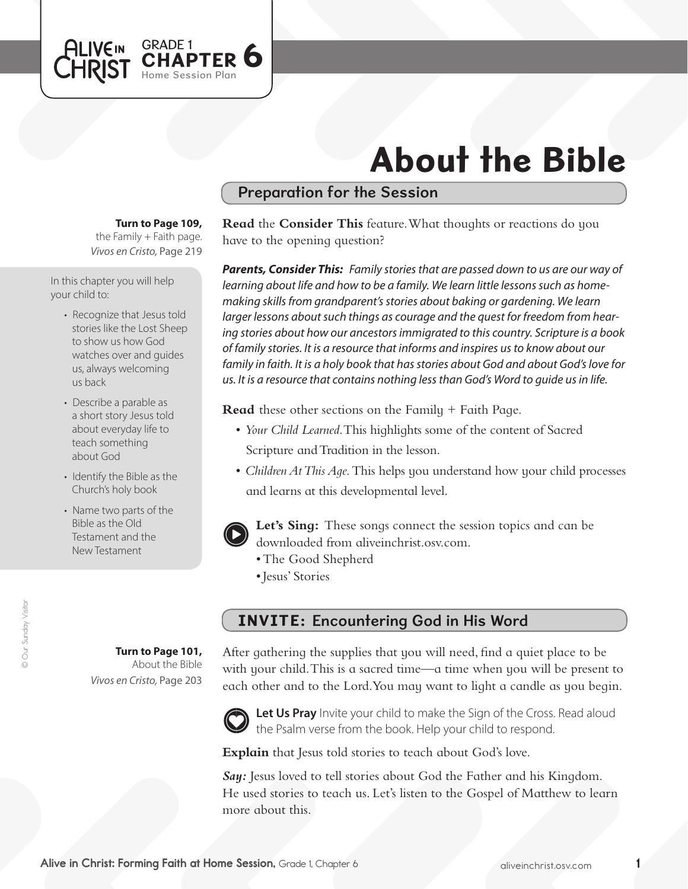# About the Bible

## Preparation for the Session

**Turn to Page 109,** the Family + Faith page.
*Vivos en Cristo,* Page 219

In this chapter you will help your child to:

- Recognize that Jesus told stories like the Lost Sheep to show us how God watches over and guides us, always welcoming us back
- Describe a parable as a short story Jesus told about everyday life to teach something about God
- Identify the Bible as the Church's holy book
- Name two parts of the Bible as the Old Testament and the New Testament

**Read** the **Consider This** feature. What thoughts or reactions do you have to the opening question?

***Parents, Consider This:*** *Family stories that are passed down to us are our way of learning about life and how to be a family. We learn little lessons such as home-making skills from grandparent's stories about baking or gardening. We learn larger lessons about such things as courage and the quest for freedom from hearing stories about how our ancestors immigrated to this country. Scripture is a book of family stories. It is a resource that informs and inspires us to know about our family in faith. It is a holy book that has stories about God and about God's love for us. It is a resource that contains nothing less than God's Word to guide us in life.*

**Read** these other sections on the Family + Faith Page.

- *Your Child Learned.* This highlights some of the content of Sacred Scripture and Tradition in the lesson.
- *Children At This Age.* This helps you understand how your child processes and learns at this developmental level.

**Let's Sing:** These songs connect the session topics and can be downloaded from aliveinchrist.osv.com.

- The Good Shepherd
- Jesus' Stories

## INVITE: Encountering God in His Word

**Turn to Page 101,** About the Bible
*Vivos en Cristo,* Page 203

After gathering the supplies that you will need, find a quiet place to be with your child. This is a sacred time—a time when you will be present to each other and to the Lord. You may want to light a candle as you begin.

**Let Us Pray** Invite your child to make the Sign of the Cross. Read aloud the Psalm verse from the book. Help your child to respond.

**Explain** that Jesus told stories to teach about God's love.

***Say:*** Jesus loved to tell stories about God the Father and his Kingdom. He used stories to teach us. Let's listen to the Gospel of Matthew to learn more about this.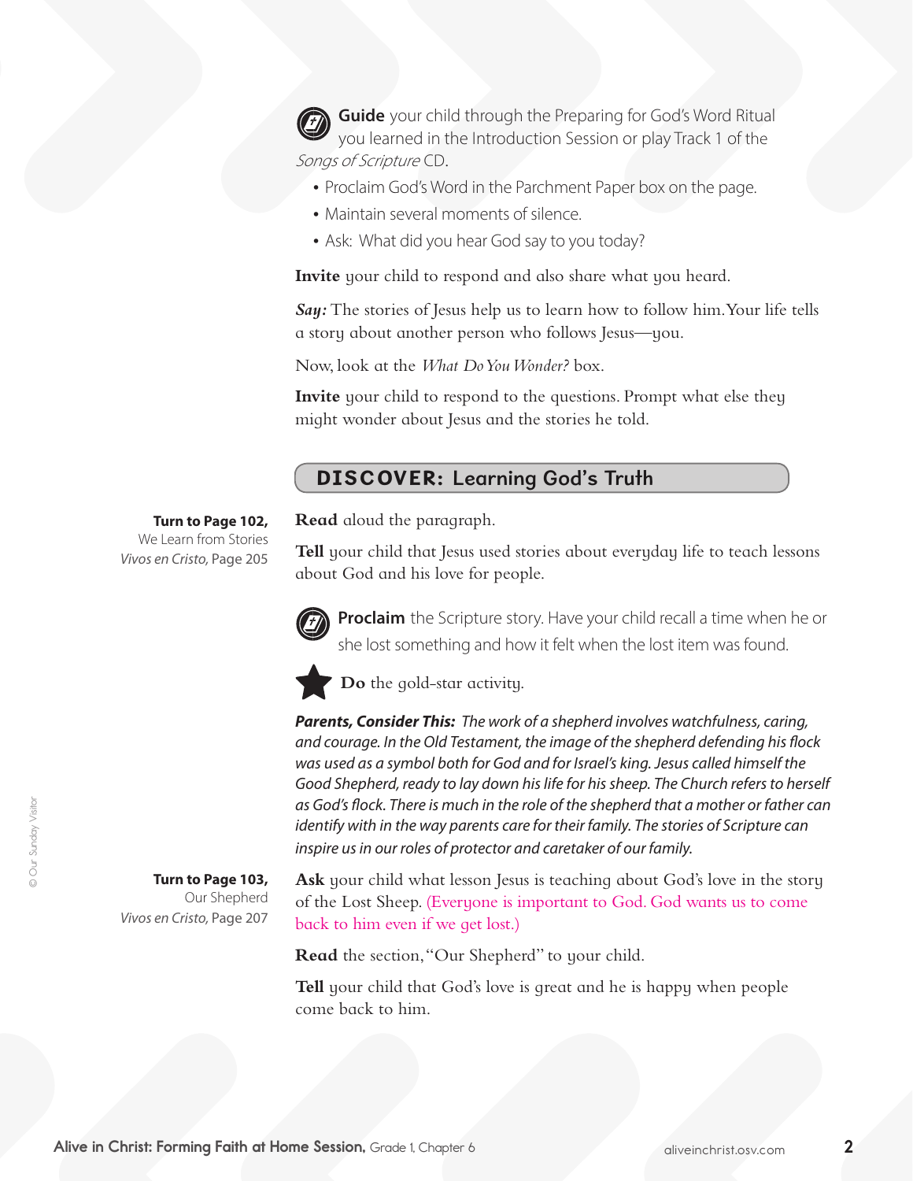**Guide** your child through the Preparing for God's Word Ritual you learned in the Introduction Session or play Track 1 of the *Songs of Scripture* CD.

- Proclaim God's Word in the Parchment Paper box on the page.
- Maintain several moments of silence.
- Ask: What did you hear God say to you today?

**Invite** your child to respond and also share what you heard.

***Say:*** The stories of Jesus help us to learn how to follow him. Your life tells a story about another person who follows Jesus—you.

Now, look at the *What Do You Wonder?* box.

**Invite** your child to respond to the questions. Prompt what else they might wonder about Jesus and the stories he told.

## DISCOVER: Learning God's Truth

**Turn to Page 102,** We Learn from Stories *Vivos en Cristo,* Page 205

**Read** aloud the paragraph.

**Tell** your child that Jesus used stories about everyday life to teach lessons about God and his love for people.

**Proclaim** the Scripture story. Have your child recall a time when he or she lost something and how it felt when the lost item was found.

**Do** the gold-star activity.

***Parents, Consider This:*** *The work of a shepherd involves watchfulness, caring, and courage. In the Old Testament, the image of the shepherd defending his flock was used as a symbol both for God and for Israel's king. Jesus called himself the Good Shepherd, ready to lay down his life for his sheep. The Church refers to herself as God's flock. There is much in the role of the shepherd that a mother or father can identify with in the way parents care for their family. The stories of Scripture can inspire us in our roles of protector and caretaker of our family.*

**Turn to Page 103,** Our Shepherd *Vivos en Cristo,* Page 207

**Ask** your child what lesson Jesus is teaching about God's love in the story of the Lost Sheep. (Everyone is important to God. God wants us to come back to him even if we get lost.)

**Read** the section, "Our Shepherd" to your child.

**Tell** your child that God's love is great and he is happy when people come back to him.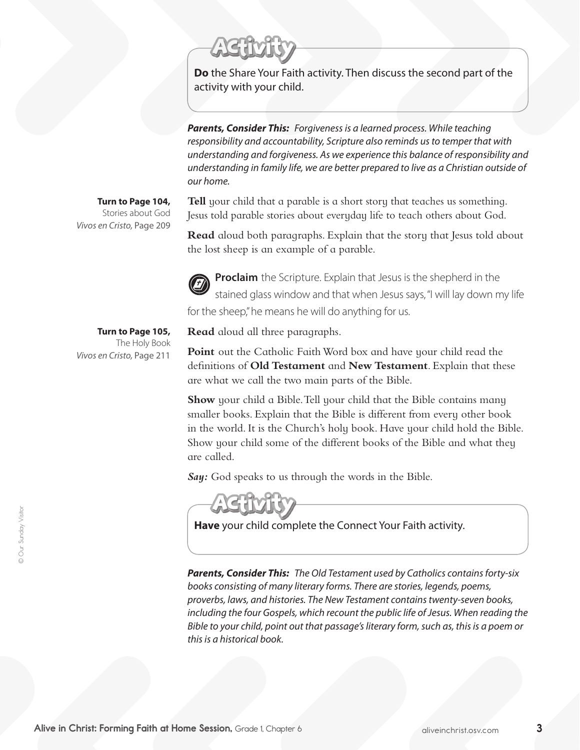**Activity**

**Do** the Share Your Faith activity. Then discuss the second part of the activity with your child.

***Parents, Consider This:*** *Forgiveness is a learned process. While teaching responsibility and accountability, Scripture also reminds us to temper that with understanding and forgiveness. As we experience this balance of responsibility and understanding in family life, we are better prepared to live as a Christian outside of our home.*

**Turn to Page 104,**
Stories about God
*Vivos en Cristo,* Page 209

**Tell** your child that a parable is a short story that teaches us something. Jesus told parable stories about everyday life to teach others about God.

**Read** aloud both paragraphs. Explain that the story that Jesus told about the lost sheep is an example of a parable.

**Proclaim** the Scripture. Explain that Jesus is the shepherd in the stained glass window and that when Jesus says, "I will lay down my life for the sheep," he means he will do anything for us.

**Turn to Page 105,**
The Holy Book
*Vivos en Cristo,* Page 211

**Read** aloud all three paragraphs.

**Point** out the Catholic Faith Word box and have your child read the definitions of **Old Testament** and **New Testament**. Explain that these are what we call the two main parts of the Bible.

**Show** your child a Bible. Tell your child that the Bible contains many smaller books. Explain that the Bible is different from every other book in the world. It is the Church's holy book. Have your child hold the Bible. Show your child some of the different books of the Bible and what they are called.

***Say:*** God speaks to us through the words in the Bible.

**Activity**

**Have** your child complete the Connect Your Faith activity.

***Parents, Consider This:*** *The Old Testament used by Catholics contains forty-six books consisting of many literary forms. There are stories, legends, poems, proverbs, laws, and histories. The New Testament contains twenty-seven books, including the four Gospels, which recount the public life of Jesus. When reading the Bible to your child, point out that passage's literary form, such as, this is a poem or this is a historical book.*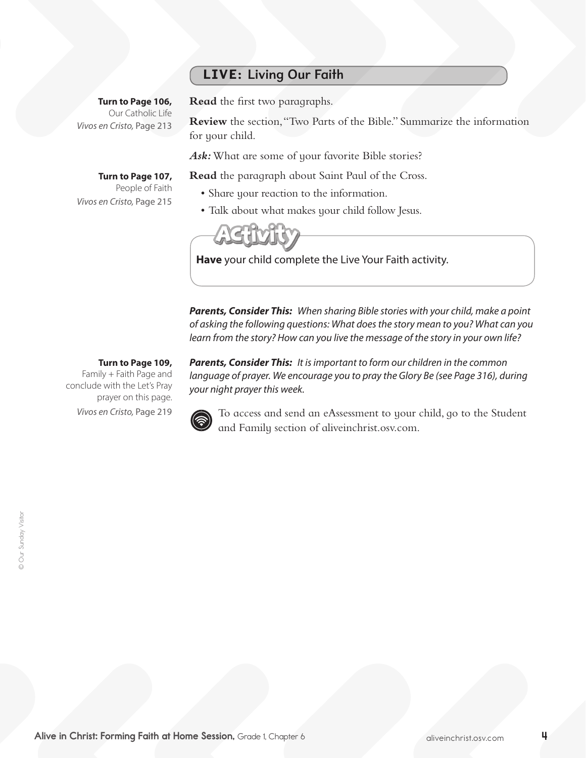## LIVE: Living Our Faith

**Turn to Page 106,**
Our Catholic Life
*Vivos en Cristo,* Page 213

**Read** the first two paragraphs.

**Review** the section, "Two Parts of the Bible." Summarize the information for your child.

***Ask:*** What are some of your favorite Bible stories?

**Turn to Page 107,**
People of Faith
*Vivos en Cristo,* Page 215

**Read** the paragraph about Saint Paul of the Cross.

- Share your reaction to the information.
- Talk about what makes your child follow Jesus.

**Activity**

**Have** your child complete the Live Your Faith activity.

***Parents, Consider This:*** *When sharing Bible stories with your child, make a point of asking the following questions: What does the story mean to you? What can you learn from the story? How can you live the message of the story in your own life?*

**Turn to Page 109,**
Family + Faith Page and conclude with the Let's Pray prayer on this page.
*Vivos en Cristo,* Page 219

***Parents, Consider This:*** *It is important to form our children in the common language of prayer. We encourage you to pray the Glory Be (see Page 316), during your night prayer this week.*

To access and send an eAssessment to your child, go to the Student and Family section of aliveinchrist.osv.com.